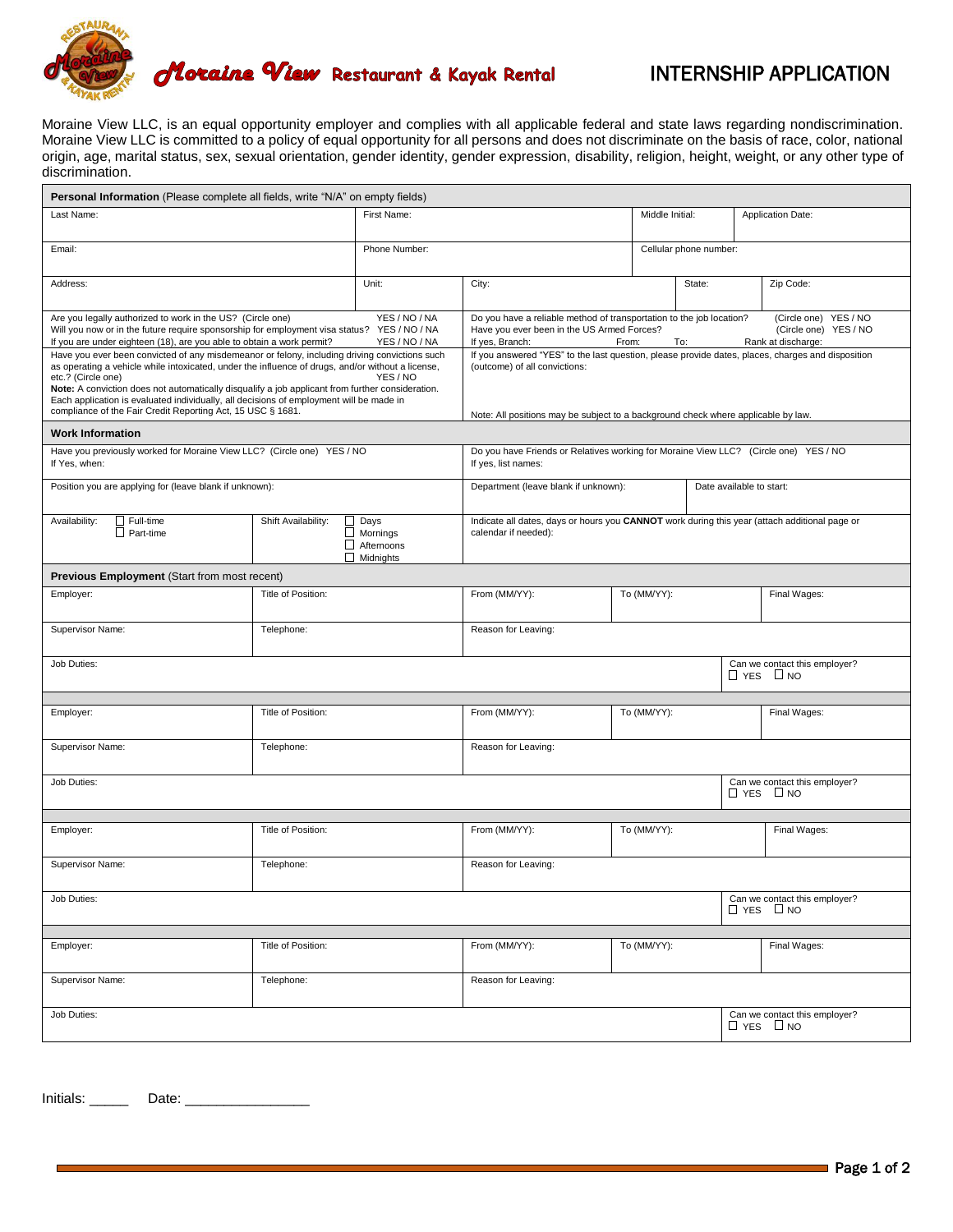# Moraine View Restaurant & Kayak Rental

## INTERNSHIP APPLICATION

Moraine View LLC, is an equal opportunity employer and complies with all applicable federal and state laws regarding nondiscrimination. Moraine View LLC is committed to a policy of equal opportunity for all persons and does not discriminate on the basis of race, color, national origin, age, marital status, sex, sexual orientation, gender identity, gender expression, disability, religion, height, weight, or any other type of discrimination.

### Personal Information (Please complete all fields, write "N/A" on empty fields)

| Last Name: | First Name: | Middle Initial: | Application Date: |
|---|---|---|---|
| Email: | Phone Number: | Cellular phone number: | |

| Address: | Unit: | City: | State: | Zip Code: |
|---|---|---|---|---|

| | |
|---|---|
| Are you legally authorized to work in the US? (Circle one) YES / NO / NA<br>Will you now or in the future require sponsorship for employment visa status? YES / NO / NA<br>If you are under eighteen (18), are you able to obtain a work permit? YES / NO / NA | Do you have a reliable method of transportation to the job location? (Circle one) YES / NO<br>Have you ever been in the US Armed Forces? (Circle one) YES / NO<br>If yes, Branch: From: To: Rank at discharge: |
| Have you ever been convicted of any misdemeanor or felony, including driving convictions such as operating a vehicle while intoxicated, under the influence of drugs, and/or without a license, etc.? (Circle one) YES / NO<br>**Note:** A conviction does not automatically disqualify a job applicant from further consideration. Each application is evaluated individually, all decisions of employment will be made in compliance of the Fair Credit Reporting Act, 15 USC § 1681. | If you answered "YES" to the last question, please provide dates, places, charges and disposition (outcome) of all convictions:<br><br>Note: All positions may be subject to a background check where applicable by law. |

### Work Information

| | | |
|---|---|---|
| Have you previously worked for Moraine View LLC? (Circle one) YES / NO<br>If Yes, when: | Do you have Friends or Relatives working for Moraine View LLC? (Circle one) YES / NO<br>If yes, list names: | |
| Position you are applying for (leave blank if unknown): | Department (leave blank if unknown): | Date available to start: |

| Availability: | Shift Availability: | |
|---|---|---|
| ☐ Full-time<br>☐ Part-time | ☐ Days<br>☐ Mornings<br>☐ Afternoons<br>☐ Midnights | Indicate all dates, days or hours you **CANNOT** work during this year (attach additional page or calendar if needed): |

### Previous Employment (Start from most recent)

| Employer: | Title of Position: | From (MM/YY): | To (MM/YY): | Final Wages: |
|---|---|---|---|---|
| Supervisor Name: | Telephone: | Reason for Leaving: | | |
| Job Duties: | | | | Can we contact this employer? ☐ YES ☐ NO |

| Employer: | Title of Position: | From (MM/YY): | To (MM/YY): | Final Wages: |
|---|---|---|---|---|
| Supervisor Name: | Telephone: | Reason for Leaving: | | |
| Job Duties: | | | | Can we contact this employer? ☐ YES ☐ NO |

| Employer: | Title of Position: | From (MM/YY): | To (MM/YY): | Final Wages: |
|---|---|---|---|---|
| Supervisor Name: | Telephone: | Reason for Leaving: | | |
| Job Duties: | | | | Can we contact this employer? ☐ YES ☐ NO |

| Employer: | Title of Position: | From (MM/YY): | To (MM/YY): | Final Wages: |
|---|---|---|---|---|
| Supervisor Name: | Telephone: | Reason for Leaving: | | |
| Job Duties: | | | | Can we contact this employer? ☐ YES ☐ NO |

Initials: _____ Date: _______________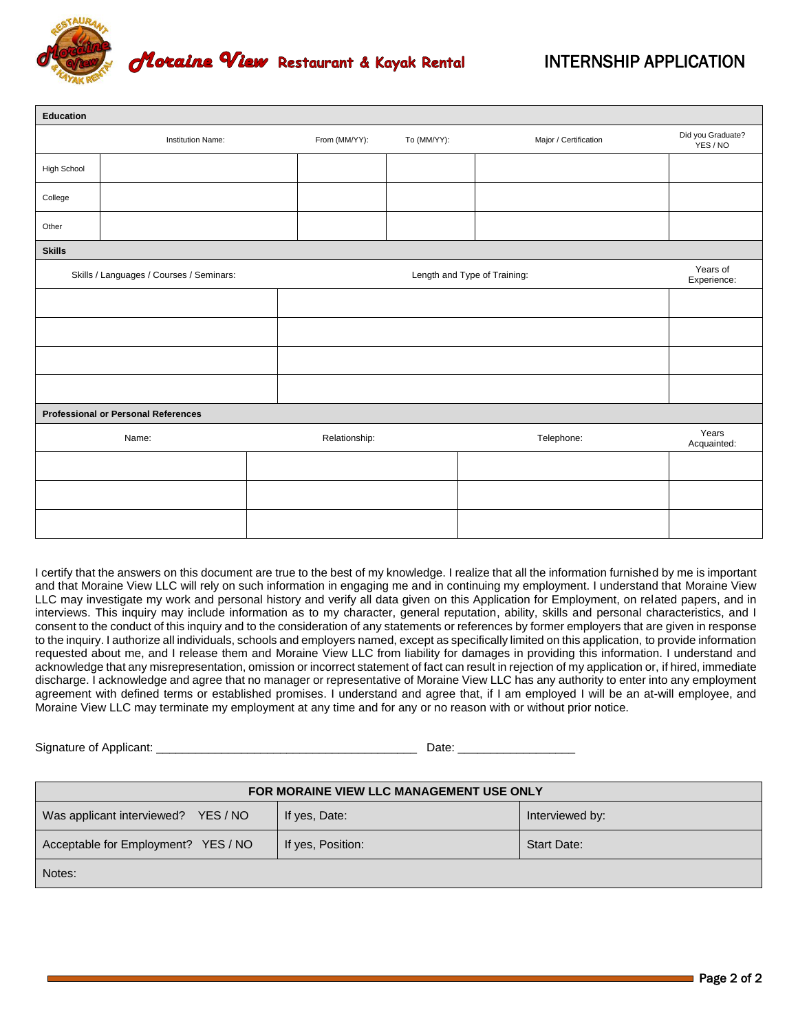Moraine View Restaurant & Kayak Rental

# INTERNSHIP APPLICATION

| Education | | | | | |
|---|---|---|---|---|---|
| | Institution Name: | From (MM/YY): | To (MM/YY): | Major / Certification | Did you Graduate? YES / NO |
| High School | | | | | |
| College | | | | | |
| Other | | | | | |

| Skills | | |
|---|---|---|
| Skills / Languages / Courses / Seminars: | Length and Type of Training: | Years of Experience: |
| | | |
| | | |
| | | |
| | | |

| Professional or Personal References | | | |
|---|---|---|---|
| Name: | Relationship: | Telephone: | Years Acquainted: |
| | | | |
| | | | |
| | | | |

I certify that the answers on this document are true to the best of my knowledge. I realize that all the information furnished by me is important and that Moraine View LLC will rely on such information in engaging me and in continuing my employment. I understand that Moraine View LLC may investigate my work and personal history and verify all data given on this Application for Employment, on related papers, and in interviews. This inquiry may include information as to my character, general reputation, ability, skills and personal characteristics, and I consent to the conduct of this inquiry and to the consideration of any statements or references by former employers that are given in response to the inquiry. I authorize all individuals, schools and employers named, except as specifically limited on this application, to provide information requested about me, and I release them and Moraine View LLC from liability for damages in providing this information. I understand and acknowledge that any misrepresentation, omission or incorrect statement of fact can result in rejection of my application or, if hired, immediate discharge. I acknowledge and agree that no manager or representative of Moraine View LLC has any authority to enter into any employment agreement with defined terms or established promises. I understand and agree that, if I am employed I will be an at-will employee, and Moraine View LLC may terminate my employment at any time and for any or no reason with or without prior notice.

Signature of Applicant: ______________________________________ Date: _________________

| FOR MORAINE VIEW LLC MANAGEMENT USE ONLY | | |
|---|---|---|
| Was applicant interviewed? YES / NO | If yes, Date: | Interviewed by: |
| Acceptable for Employment? YES / NO | If yes, Position: | Start Date: |
| Notes: | | |